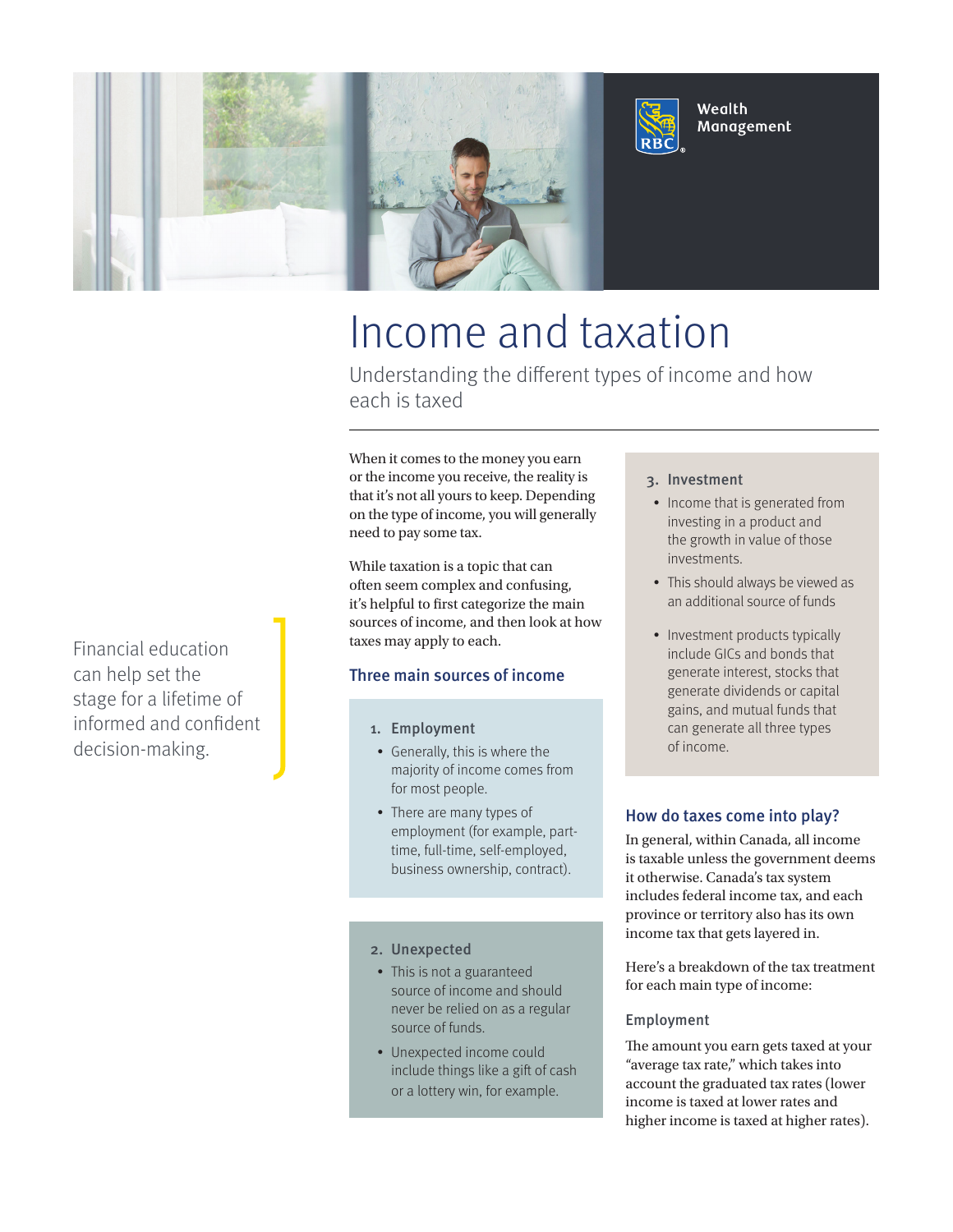Wealth Management

# Income and taxation

Understanding the different types of income and how each is taxed

Financial education can help set the stage for a lifetime of informed and confident decision-making.

When it comes to the money you earn or the income you receive, the reality is that it's not all yours to keep. Depending on the type of income, you will generally need to pay some tax.

While taxation is a topic that can often seem complex and confusing, it's helpful to first categorize the main sources of income, and then look at how taxes may apply to each.

## Three main sources of income

### 1. Employment

- Generally, this is where the majority of income comes from for most people.
- There are many types of employment (for example, part-time, full-time, self-employed, business ownership, contract).

### 2. Unexpected

- This is not a guaranteed source of income and should never be relied on as a regular source of funds.
- Unexpected income could include things like a gift of cash or a lottery win, for example.

### 3. Investment

- Income that is generated from investing in a product and the growth in value of those investments.
- This should always be viewed as an additional source of funds
- Investment products typically include GICs and bonds that generate interest, stocks that generate dividends or capital gains, and mutual funds that can generate all three types of income.

## How do taxes come into play?

In general, within Canada, all income is taxable unless the government deems it otherwise. Canada's tax system includes federal income tax, and each province or territory also has its own income tax that gets layered in.

Here's a breakdown of the tax treatment for each main type of income:

### Employment

The amount you earn gets taxed at your "average tax rate," which takes into account the graduated tax rates (lower income is taxed at lower rates and higher income is taxed at higher rates).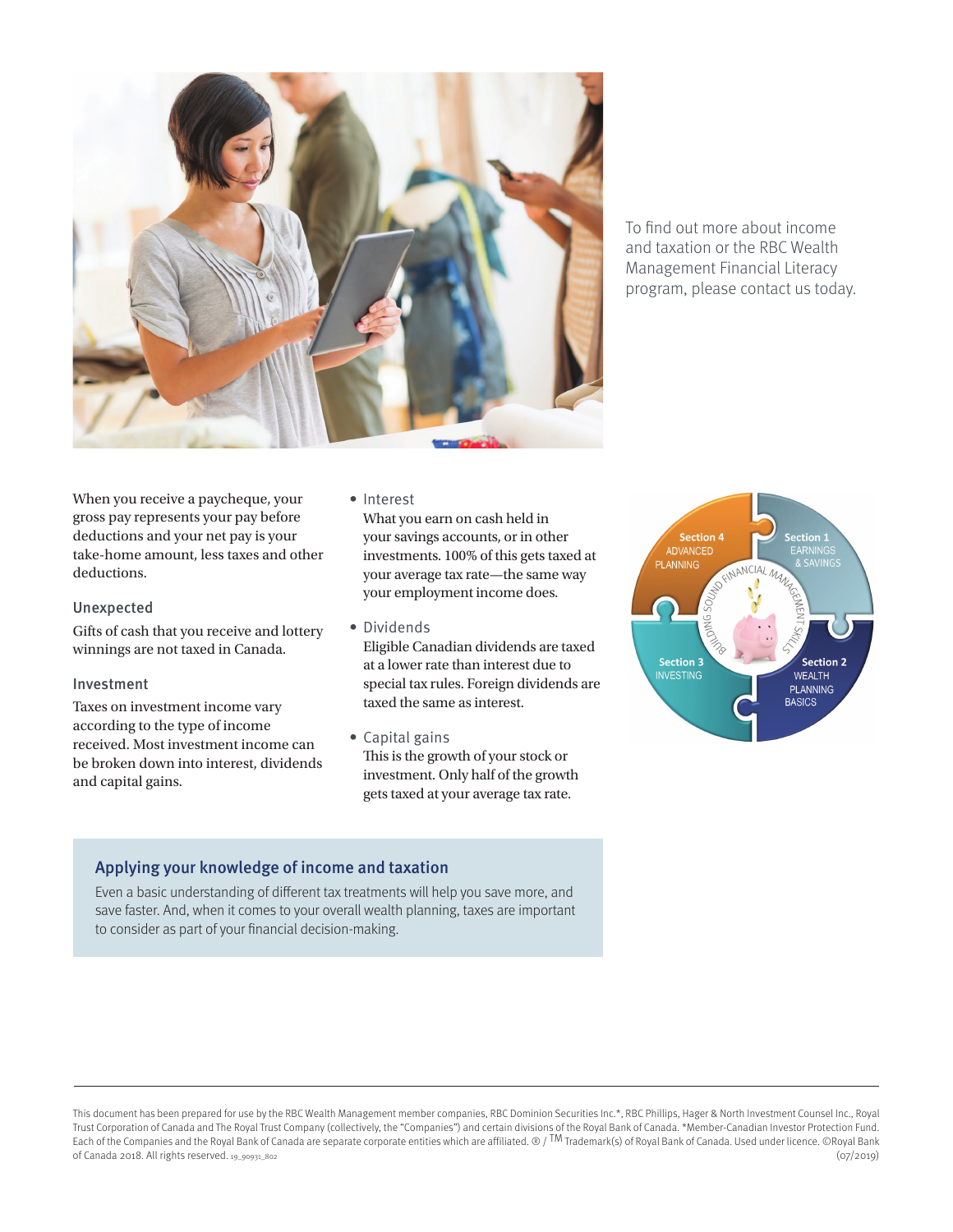To find out more about income and taxation or the RBC Wealth Management Financial Literacy program, please contact us today.

When you receive a paycheque, your gross pay represents your pay before deductions and your net pay is your take-home amount, less taxes and other deductions.

### Unexpected

Gifts of cash that you receive and lottery winnings are not taxed in Canada.

### Investment

Taxes on investment income vary according to the type of income received. Most investment income can be broken down into interest, dividends and capital gains.

- Interest
  What you earn on cash held in your savings accounts, or in other investments. 100% of this gets taxed at your average tax rate—the same way your employment income does.
- Dividends
  Eligible Canadian dividends are taxed at a lower rate than interest due to special tax rules. Foreign dividends are taxed the same as interest.
- Capital gains
  This is the growth of your stock or investment. Only half of the growth gets taxed at your average tax rate.

Section 4 ADVANCED PLANNING
Section 1 EARNINGS & SAVINGS
Section 3 INVESTING
Section 2 WEALTH PLANNING BASICS
BUILDING SOUND FINANCIAL MANAGEMENT SKILLS

## Applying your knowledge of income and taxation

Even a basic understanding of different tax treatments will help you save more, and save faster. And, when it comes to your overall wealth planning, taxes are important to consider as part of your financial decision-making.

This document has been prepared for use by the RBC Wealth Management member companies, RBC Dominion Securities Inc.*, RBC Phillips, Hager & North Investment Counsel Inc., Royal Trust Corporation of Canada and The Royal Trust Company (collectively, the "Companies") and certain divisions of the Royal Bank of Canada. *Member-Canadian Investor Protection Fund. Each of the Companies and the Royal Bank of Canada are separate corporate entities which are affiliated. ® / TM Trademark(s) of Royal Bank of Canada. Used under licence. ©Royal Bank of Canada 2018. All rights reserved. 19_90931_802 (07/2019)